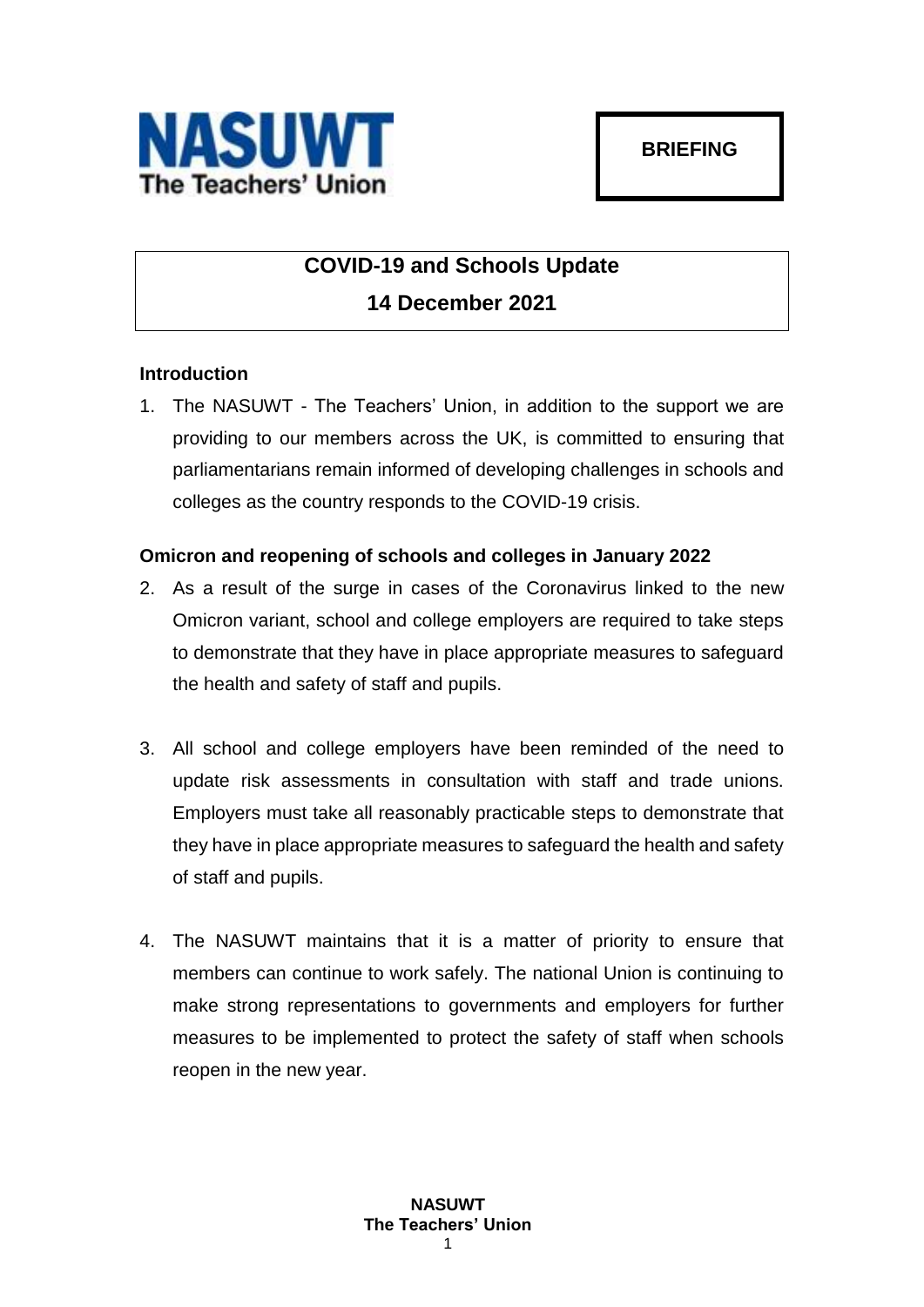**NASUWT**
**The Teachers' Union**

**BRIEFING**

# COVID-19 and Schools Update

## 14 December 2021

### Introduction

1. The NASUWT - The Teachers' Union, in addition to the support we are providing to our members across the UK, is committed to ensuring that parliamentarians remain informed of developing challenges in schools and colleges as the country responds to the COVID-19 crisis.

### Omicron and reopening of schools and colleges in January 2022

2. As a result of the surge in cases of the Coronavirus linked to the new Omicron variant, school and college employers are required to take steps to demonstrate that they have in place appropriate measures to safeguard the health and safety of staff and pupils.

3. All school and college employers have been reminded of the need to update risk assessments in consultation with staff and trade unions. Employers must take all reasonably practicable steps to demonstrate that they have in place appropriate measures to safeguard the health and safety of staff and pupils.

4. The NASUWT maintains that it is a matter of priority to ensure that members can continue to work safely. The national Union is continuing to make strong representations to governments and employers for further measures to be implemented to protect the safety of staff when schools reopen in the new year.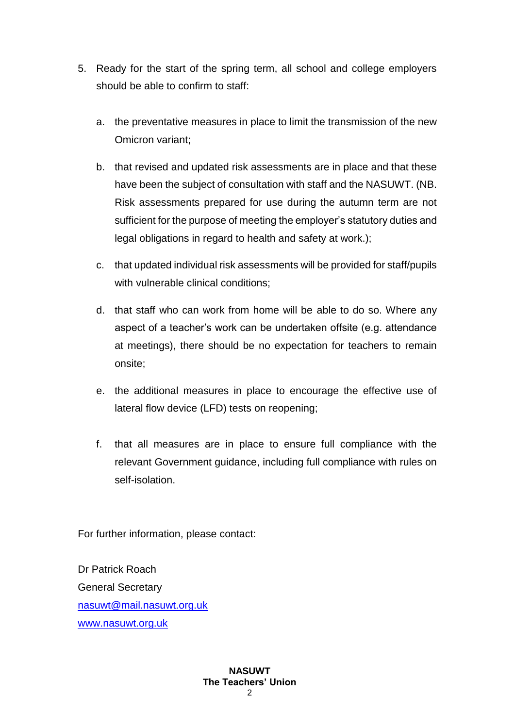5. Ready for the start of the spring term, all school and college employers should be able to confirm to staff:

   a. the preventative measures in place to limit the transmission of the new Omicron variant;

   b. that revised and updated risk assessments are in place and that these have been the subject of consultation with staff and the NASUWT. (NB. Risk assessments prepared for use during the autumn term are not sufficient for the purpose of meeting the employer's statutory duties and legal obligations in regard to health and safety at work.);

   c. that updated individual risk assessments will be provided for staff/pupils with vulnerable clinical conditions;

   d. that staff who can work from home will be able to do so. Where any aspect of a teacher's work can be undertaken offsite (e.g. attendance at meetings), there should be no expectation for teachers to remain onsite;

   e. the additional measures in place to encourage the effective use of lateral flow device (LFD) tests on reopening;

   f. that all measures are in place to ensure full compliance with the relevant Government guidance, including full compliance with rules on self-isolation.

For further information, please contact:

Dr Patrick Roach
General Secretary
nasuwt@mail.nasuwt.org.uk
www.nasuwt.org.uk

**NASUWT**
**The Teachers' Union**